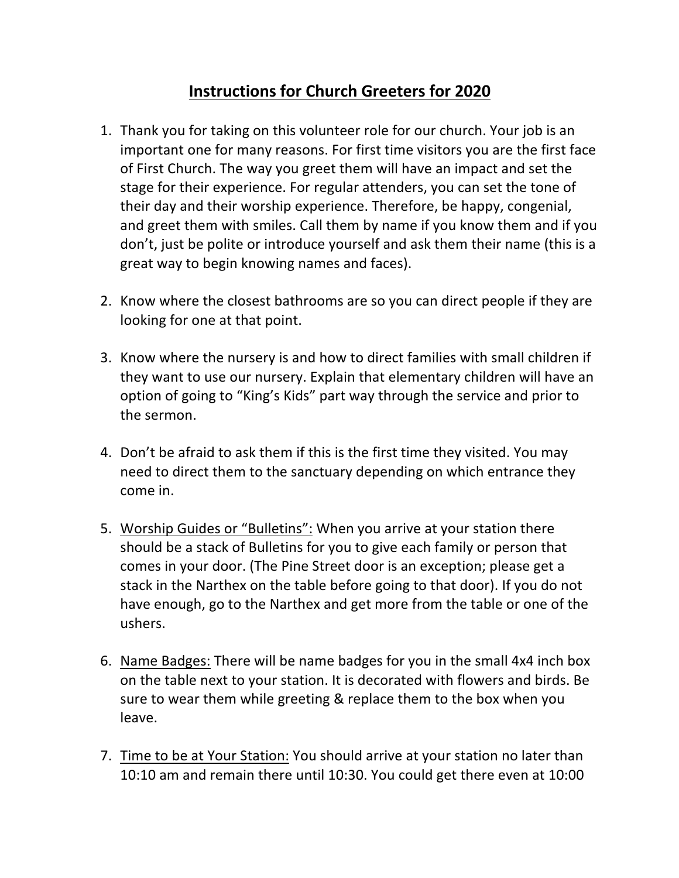# Instructions for Church Greeters for 2020

1. Thank you for taking on this volunteer role for our church. Your job is an important one for many reasons. For first time visitors you are the first face of First Church. The way you greet them will have an impact and set the stage for their experience. For regular attenders, you can set the tone of their day and their worship experience. Therefore, be happy, congenial, and greet them with smiles. Call them by name if you know them and if you don't, just be polite or introduce yourself and ask them their name (this is a great way to begin knowing names and faces).

2. Know where the closest bathrooms are so you can direct people if they are looking for one at that point.

3. Know where the nursery is and how to direct families with small children if they want to use our nursery. Explain that elementary children will have an option of going to "King's Kids" part way through the service and prior to the sermon.

4. Don't be afraid to ask them if this is the first time they visited. You may need to direct them to the sanctuary depending on which entrance they come in.

5. Worship Guides or "Bulletins": When you arrive at your station there should be a stack of Bulletins for you to give each family or person that comes in your door. (The Pine Street door is an exception; please get a stack in the Narthex on the table before going to that door). If you do not have enough, go to the Narthex and get more from the table or one of the ushers.

6. Name Badges: There will be name badges for you in the small 4x4 inch box on the table next to your station. It is decorated with flowers and birds. Be sure to wear them while greeting & replace them to the box when you leave.

7. Time to be at Your Station: You should arrive at your station no later than 10:10 am and remain there until 10:30. You could get there even at 10:00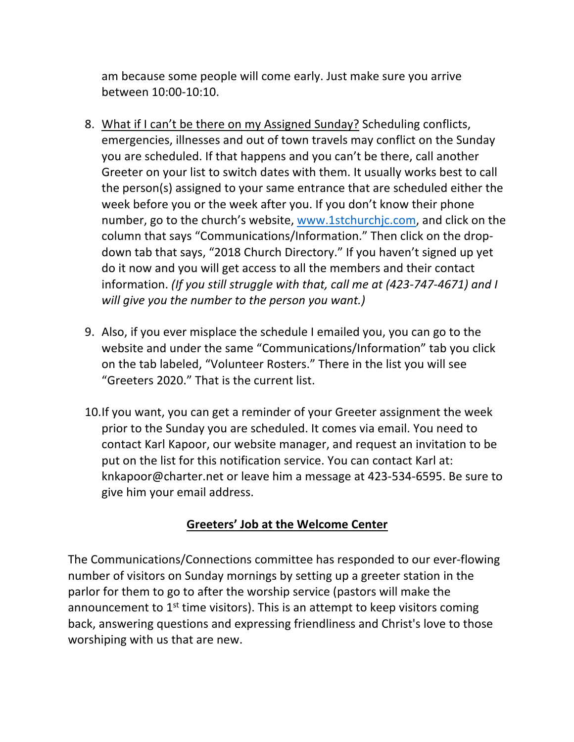am because some people will come early. Just make sure you arrive between 10:00-10:10.

8. <u>What if I can't be there on my Assigned Sunday?</u> Scheduling conflicts, emergencies, illnesses and out of town travels may conflict on the Sunday you are scheduled. If that happens and you can't be there, call another Greeter on your list to switch dates with them. It usually works best to call the person(s) assigned to your same entrance that are scheduled either the week before you or the week after you. If you don't know their phone number, go to the church's website, [www.1stchurchjc.com](http://www.1stchurchjc.com), and click on the column that says "Communications/Information." Then click on the drop-down tab that says, "2018 Church Directory." If you haven't signed up yet do it now and you will get access to all the members and their contact information. *(If you still struggle with that, call me at (423-747-4671) and I will give you the number to the person you want.)*

9. Also, if you ever misplace the schedule I emailed you, you can go to the website and under the same "Communications/Information" tab you click on the tab labeled, "Volunteer Rosters." There in the list you will see "Greeters 2020." That is the current list.

10. If you want, you can get a reminder of your Greeter assignment the week prior to the Sunday you are scheduled. It comes via email. You need to contact Karl Kapoor, our website manager, and request an invitation to be put on the list for this notification service. You can contact Karl at: knkapoor@charter.net or leave him a message at 423-534-6595. Be sure to give him your email address.

## <u>Greeters' Job at the Welcome Center</u>

The Communications/Connections committee has responded to our ever-flowing number of visitors on Sunday mornings by setting up a greeter station in the parlor for them to go to after the worship service (pastors will make the announcement to 1st time visitors). This is an attempt to keep visitors coming back, answering questions and expressing friendliness and Christ's love to those worshiping with us that are new.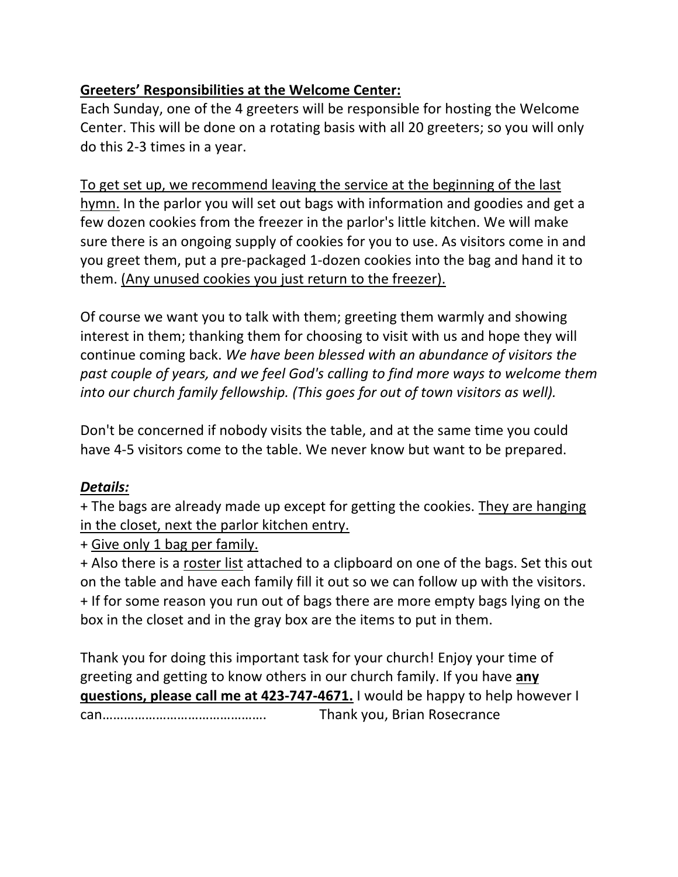**<u>Greeters' Responsibilities at the Welcome Center:</u>**
Each Sunday, one of the 4 greeters will be responsible for hosting the Welcome Center. This will be done on a rotating basis with all 20 greeters; so you will only do this 2-3 times in a year.

<u>To get set up, we recommend leaving the service at the beginning of the last hymn.</u> In the parlor you will set out bags with information and goodies and get a few dozen cookies from the freezer in the parlor's little kitchen. We will make sure there is an ongoing supply of cookies for you to use. As visitors come in and you greet them, put a pre-packaged 1-dozen cookies into the bag and hand it to them. <u>(Any unused cookies you just return to the freezer).</u>

Of course we want you to talk with them; greeting them warmly and showing interest in them; thanking them for choosing to visit with us and hope they will continue coming back. *We have been blessed with an abundance of visitors the past couple of years, and we feel God's calling to find more ways to welcome them into our church family fellowship. (This goes for out of town visitors as well).*

Don't be concerned if nobody visits the table, and at the same time you could have 4-5 visitors come to the table. We never know but want to be prepared.

***<u>Details:</u>***
+ The bags are already made up except for getting the cookies. <u>They are hanging in the closet, next the parlor kitchen entry.</u>
+ <u>Give only 1 bag per family.</u>
+ Also there is a <u>roster list</u> attached to a clipboard on one of the bags. Set this out on the table and have each family fill it out so we can follow up with the visitors.
+ If for some reason you run out of bags there are more empty bags lying on the box in the closet and in the gray box are the items to put in them.

Thank you for doing this important task for your church! Enjoy your time of greeting and getting to know others in our church family. If you have **<u>any questions, please call me at 423-747-4671.</u>** I would be happy to help however I can………………………………………. Thank you, Brian Rosecrance